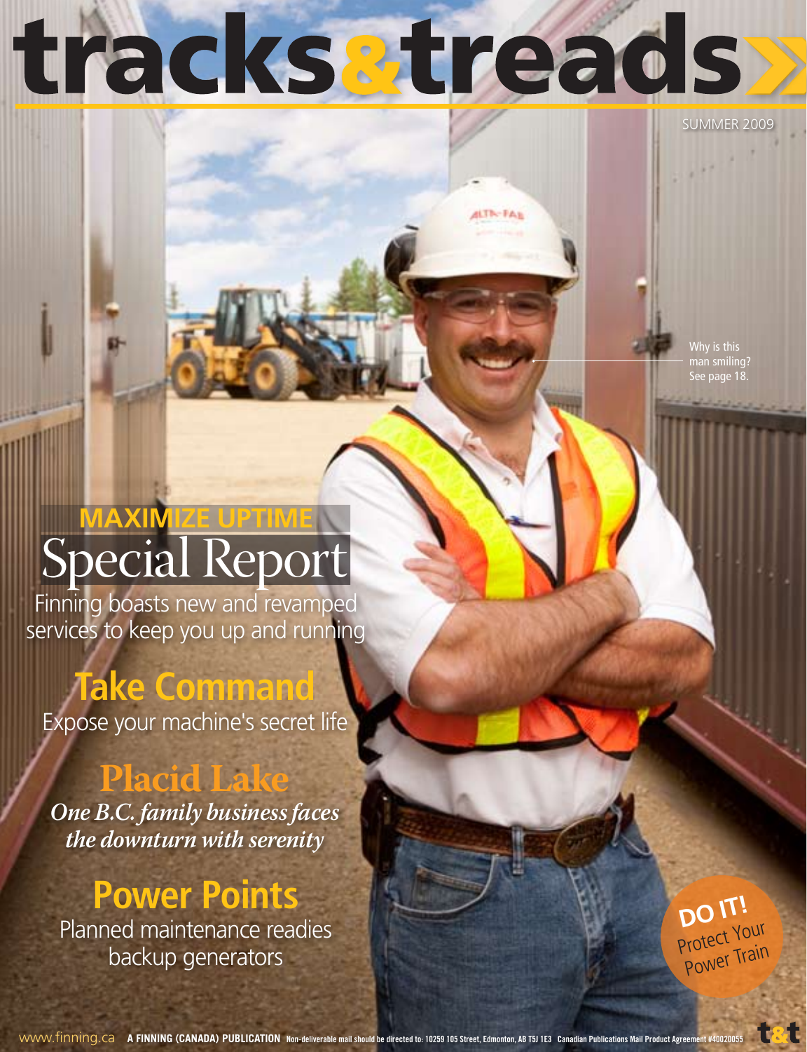# tracks&treads

SUMMER 2009

Why is this man smiling? See page 18.

## MAXIMIZE UPTIME Special Report

Finning boasts new and revamped services to keep you up and running

## Take Command

Expose your machine's secret life

## Placid Lake

*One B.C. family business faces the downturn with serenity*

## Power Points

Planned maintenance readies backup generators

**DO IT!** Protect Your Power Train

www.finning.ca **A FINNING (CANADA) PUBLICATION** Non-deliverable mail should be directed to: 10259 105 Street, Edmonton, AB T5J 1E3 Canadian Publications Mail Product Agreement #40020055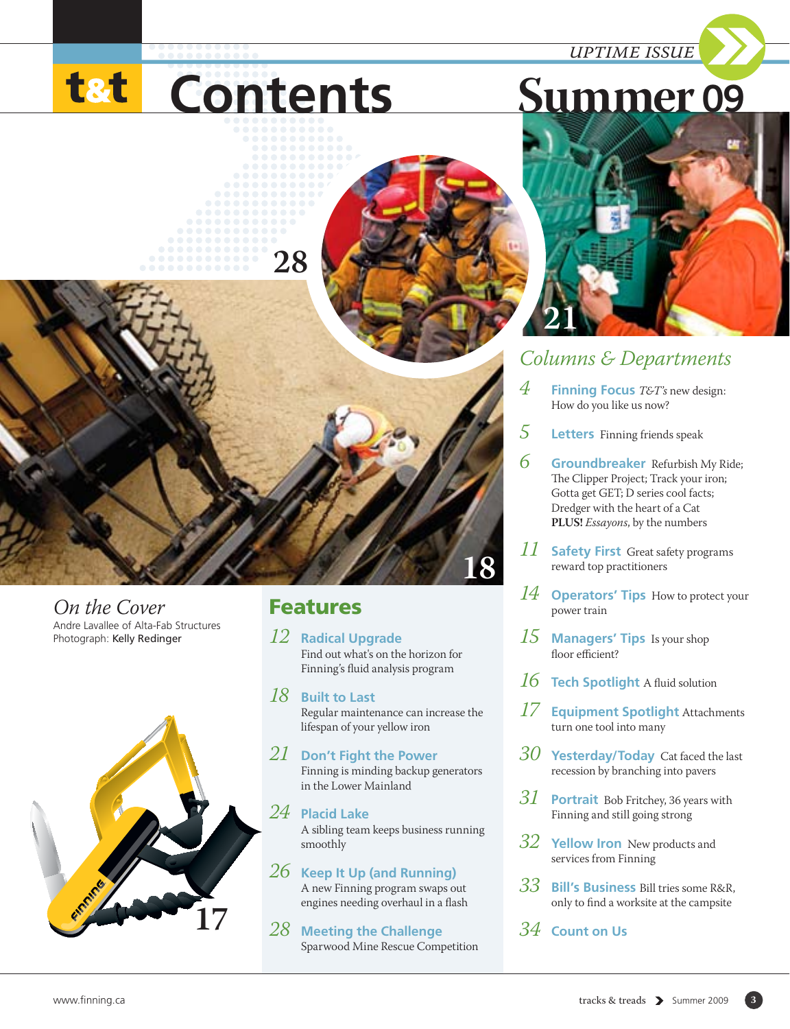# t&t Contents

UPTIME ISSUE

# Summer 09

28

21

18

17

## Columns & Departments

*4* **Finning Focus** *T&T's* new design: How do you like us now?

*5* **Letters** Finning friends speak

*6* **Groundbreaker** Refurbish My Ride; The Clipper Project; Track your iron; Gotta get GET; D series cool facts; Dredger with the heart of a Cat **PLUS!** *Essayons*, by the numbers

*11* **Safety First** Great safety programs reward top practitioners

*14* **Operators' Tips** How to protect your power train

*15* **Managers' Tips** Is your shop floor efficient?

*16* **Tech Spotlight** A fluid solution

*17* **Equipment Spotlight** Attachments turn one tool into many

*30* **Yesterday/Today** Cat faced the last recession by branching into pavers

*31* **Portrait** Bob Fritchey, 36 years with Finning and still going strong

*32* **Yellow Iron** New products and services from Finning

*33* **Bill's Business** Bill tries some R&R, only to find a worksite at the campsite

*34* **Count on Us**

## On the Cover

Andre Lavallee of Alta-Fab Structures
Photograph: Kelly Redinger

## Features

*12* **Radical Upgrade**
Find out what's on the horizon for Finning's fluid analysis program

*18* **Built to Last**
Regular maintenance can increase the lifespan of your yellow iron

*21* **Don't Fight the Power**
Finning is minding backup generators in the Lower Mainland

*24* **Placid Lake**
A sibling team keeps business running smoothly

*26* **Keep It Up (and Running)**
A new Finning program swaps out engines needing overhaul in a flash

*28* **Meeting the Challenge**
Sparwood Mine Rescue Competition

www.finning.ca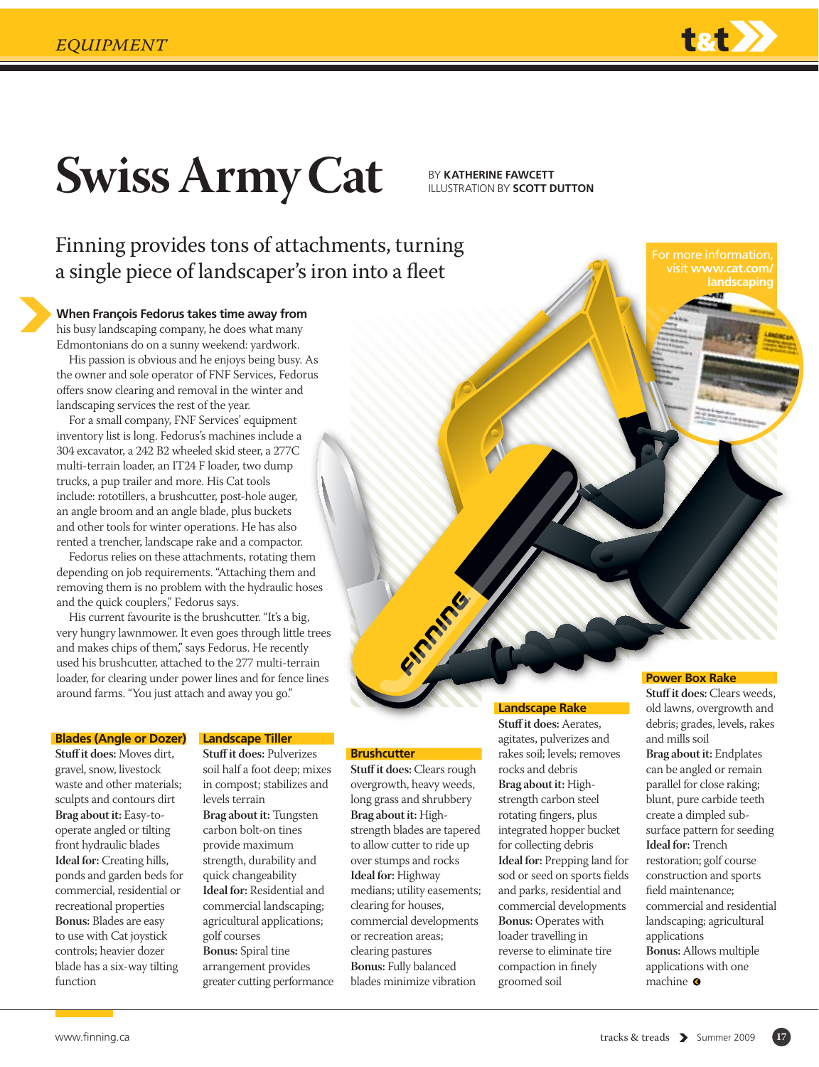# Swiss Army Cat

BY **KATHERINE FAWCETT**
ILLUSTRATION BY **SCOTT DUTTON**

## Finning provides tons of attachments, turning a single piece of landscaper's iron into a fleet

**When François Fedorus takes time away from** his busy landscaping company, he does what many Edmontonians do on a sunny weekend: yardwork.

His passion is obvious and he enjoys being busy. As the owner and sole operator of FNF Services, Fedorus offers snow clearing and removal in the winter and landscaping services the rest of the year.

For a small company, FNF Services' equipment inventory list is long. Fedorus's machines include a 304 excavator, a 242 B2 wheeled skid steer, a 277C multi-terrain loader, an IT24 F loader, two dump trucks, a pup trailer and more. His Cat tools include: rototillers, a brushcutter, post-hole auger, an angle broom and an angle blade, plus buckets and other tools for winter operations. He has also rented a trencher, landscape rake and a compactor.

Fedorus relies on these attachments, rotating them depending on job requirements. "Attaching them and removing them is no problem with the hydraulic hoses and the quick couplers," Fedorus says.

His current favourite is the brushcutter. "It's a big, very hungry lawnmower. It even goes through little trees and makes chips of them," says Fedorus. He recently used his brushcutter, attached to the 277 multi-terrain loader, for clearing under power lines and for fence lines around farms. "You just attach and away you go."

For more information, visit **www.cat.com/landscaping**

### Blades (Angle or Dozer)

**Stuff it does:** Moves dirt, gravel, snow, livestock waste and other materials; sculpts and contours dirt
**Brag about it:** Easy-to-operate angled or tilting front hydraulic blades
**Ideal for:** Creating hills, ponds and garden beds for commercial, residential or recreational properties
**Bonus:** Blades are easy to use with Cat joystick controls; heavier dozer blade has a six-way tilting function

### Landscape Tiller

**Stuff it does:** Pulverizes soil half a foot deep; mixes in compost; stabilizes and levels terrain
**Brag about it:** Tungsten carbon bolt-on tines provide maximum strength, durability and quick changeability
**Ideal for:** Residential and commercial landscaping; agricultural applications; golf courses
**Bonus:** Spiral tine arrangement provides greater cutting performance

### Brushcutter

**Stuff it does:** Clears rough overgrowth, heavy weeds, long grass and shrubbery
**Brag about it:** High-strength blades are tapered to allow cutter to ride up over stumps and rocks
**Ideal for:** Highway medians; utility easements; clearing for houses, commercial developments or recreation areas; clearing pastures
**Bonus:** Fully balanced blades minimize vibration

### Landscape Rake

**Stuff it does:** Aerates, agitates, pulverizes and rakes soil; levels; removes rocks and debris
**Brag about it:** High-strength carbon steel rotating fingers, plus integrated hopper bucket for collecting debris
**Ideal for:** Prepping land for sod or seed on sports fields and parks, residential and commercial developments
**Bonus:** Operates with loader travelling in reverse to eliminate tire compaction in finely groomed soil

### Power Box Rake

**Stuff it does:** Clears weeds, old lawns, overgrowth and debris; grades, levels, rakes and mills soil
**Brag about it:** Endplates can be angled or remain parallel for close raking; blunt, pure carbide teeth create a dimpled sub-surface pattern for seeding
**Ideal for:** Trench restoration; golf course construction and sports field maintenance; commercial and residential landscaping; agricultural applications
**Bonus:** Allows multiple applications with one machine